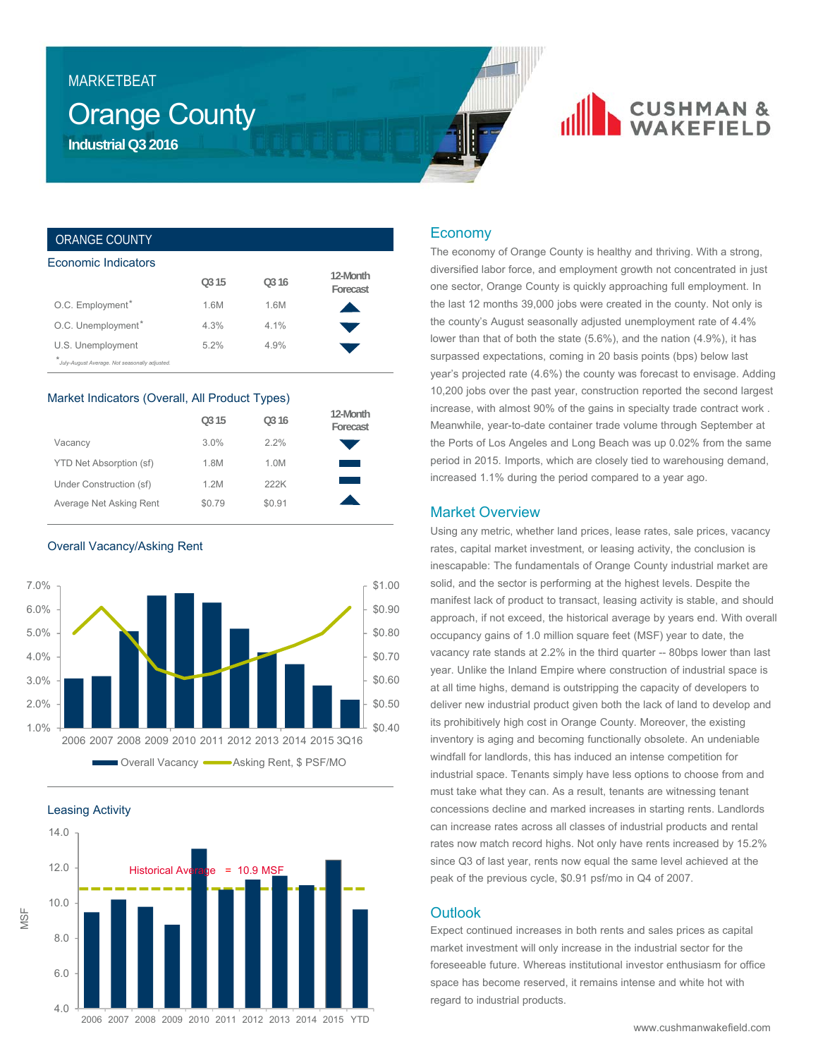# MARKETBEAT

# Orange County

## Industrial Q3 2016

CUSHMAN & WAKEFIELD

### ORANGE COUNTY

#### Economic Indicators

| | Q3 15 | Q3 16 | 12-Month Forecast |
|---|---|---|---|
| O.C. Employment* | 1.6M | 1.6M | ▲ |
| O.C. Unemployment* | 4.3% | 4.1% | ▼ |
| U.S. Unemployment | 5.2% | 4.9% | ▼ |

*July-August Average. Not seasonally adjusted.

#### Market Indicators (Overall, All Product Types)

| | Q3 15 | Q3 16 | 12-Month Forecast |
|---|---|---|---|
| Vacancy | 3.0% | 2.2% | ▼ |
| YTD Net Absorption (sf) | 1.8M | 1.0M | ▬ |
| Under Construction (sf) | 1.2M | 222K | ▬ |
| Average Net Asking Rent | $0.79 | $0.91 | ▲ |

#### Overall Vacancy/Asking Rent

Overall Vacancy — Asking Rent, $ PSF/MO

#### Leasing Activity

Historical Average = 10.9 MSF

## Economy

The economy of Orange County is healthy and thriving. With a strong, diversified labor force, and employment growth not concentrated in just one sector, Orange County is quickly approaching full employment. In the last 12 months 39,000 jobs were created in the county. Not only is the county's August seasonally adjusted unemployment rate of 4.4% lower than that of both the state (5.6%), and the nation (4.9%), it has surpassed expectations, coming in 20 basis points (bps) below last year's projected rate (4.6%) the county was forecast to envisage. Adding 10,200 jobs over the past year, construction reported the second largest increase, with almost 90% of the gains in specialty trade contract work . Meanwhile, year-to-date container trade volume through September at the Ports of Los Angeles and Long Beach was up 0.02% from the same period in 2015. Imports, which are closely tied to warehousing demand, increased 1.1% during the period compared to a year ago.

## Market Overview

Using any metric, whether land prices, lease rates, sale prices, vacancy rates, capital market investment, or leasing activity, the conclusion is inescapable: The fundamentals of Orange County industrial market are solid, and the sector is performing at the highest levels. Despite the manifest lack of product to transact, leasing activity is stable, and should approach, if not exceed, the historical average by years end. With overall occupancy gains of 1.0 million square feet (MSF) year to date, the vacancy rate stands at 2.2% in the third quarter -- 80bps lower than last year. Unlike the Inland Empire where construction of industrial space is at all time highs, demand is outstripping the capacity of developers to deliver new industrial product given both the lack of land to develop and its prohibitively high cost in Orange County. Moreover, the existing inventory is aging and becoming functionally obsolete. An undeniable windfall for landlords, this has induced an intense competition for industrial space. Tenants simply have less options to choose from and must take what they can. As a result, tenants are witnessing tenant concessions decline and marked increases in starting rents. Landlords can increase rates across all classes of industrial products and rental rates now match record highs. Not only have rents increased by 15.2% since Q3 of last year, rents now equal the same level achieved at the peak of the previous cycle, $0.91 psf/mo in Q4 of 2007.

## Outlook

Expect continued increases in both rents and sales prices as capital market investment will only increase in the industrial sector for the foreseeable future. Whereas institutional investor enthusiasm for office space has become reserved, it remains intense and white hot with regard to industrial products.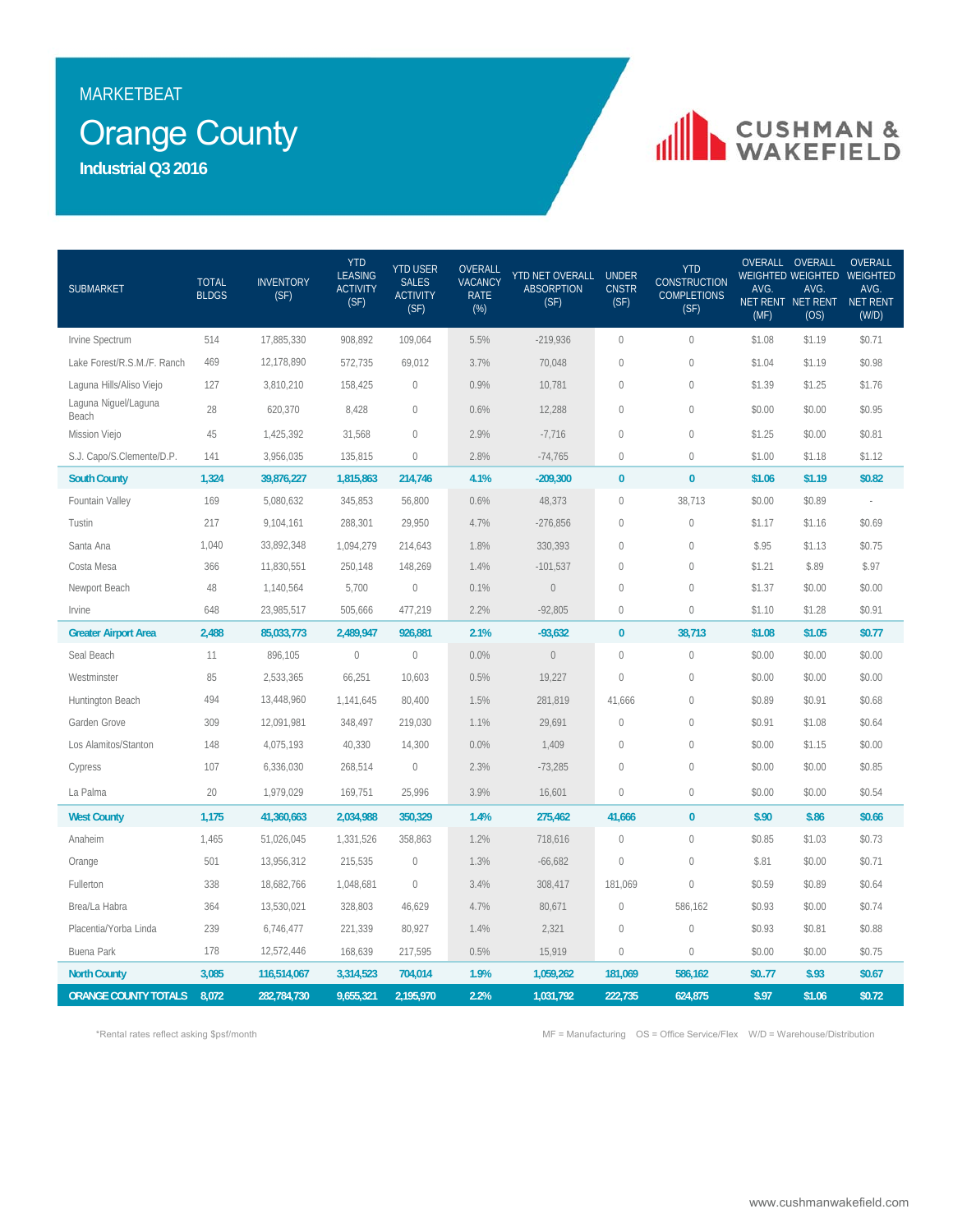MARKETBEAT

# Orange County

**Industrial Q3 2016**

CUSHMAN & WAKEFIELD

| SUBMARKET | TOTAL BLDGS | INVENTORY (SF) | YTD LEASING ACTIVITY (SF) | YTD USER SALES ACTIVITY (SF) | OVERALL VACANCY RATE (%) | YTD NET OVERALL ABSORPTION (SF) | UNDER CNSTR (SF) | YTD CONSTRUCTION COMPLETIONS (SF) | OVERALL WEIGHTED AVG. NET RENT (MF) | OVERALL WEIGHTED AVG. NET RENT (OS) | OVERALL WEIGHTED AVG. NET RENT (W/D) |
|---|---|---|---|---|---|---|---|---|---|---|---|
| Irvine Spectrum | 514 | 17,885,330 | 908,892 | 109,064 | 5.5% | -219,936 | 0 | 0 | $1.08 | $1.19 | $0.71 |
| Lake Forest/R.S.M./F. Ranch | 469 | 12,178,890 | 572,735 | 69,012 | 3.7% | 70,048 | 0 | 0 | $1.04 | $1.19 | $0.98 |
| Laguna Hills/Aliso Viejo | 127 | 3,810,210 | 158,425 | 0 | 0.9% | 10,781 | 0 | 0 | $1.39 | $1.25 | $1.76 |
| Laguna Niguel/Laguna Beach | 28 | 620,370 | 8,428 | 0 | 0.6% | 12,288 | 0 | 0 | $0.00 | $0.00 | $0.95 |
| Mission Viejo | 45 | 1,425,392 | 31,568 | 0 | 2.9% | -7,716 | 0 | 0 | $1.25 | $0.00 | $0.81 |
| S.J. Capo/S.Clemente/D.P. | 141 | 3,956,035 | 135,815 | 0 | 2.8% | -74,765 | 0 | 0 | $1.00 | $1.18 | $1.12 |
| **South County** | **1,324** | **39,876,227** | **1,815,863** | **214,746** | **4.1%** | **-209,300** | **0** | **0** | **$1.06** | **$1.19** | **$0.82** |
| Fountain Valley | 169 | 5,080,632 | 345,853 | 56,800 | 0.6% | 48,373 | 0 | 38,713 | $0.00 | $0.89 | - |
| Tustin | 217 | 9,104,161 | 288,301 | 29,950 | 4.7% | -276,856 | 0 | 0 | $1.17 | $1.16 | $0.69 |
| Santa Ana | 1,040 | 33,892,348 | 1,094,279 | 214,643 | 1.8% | 330,393 | 0 | 0 | $.95 | $1.13 | $0.75 |
| Costa Mesa | 366 | 11,830,551 | 250,148 | 148,269 | 1.4% | -101,537 | 0 | 0 | $1.21 | $.89 | $.97 |
| Newport Beach | 48 | 1,140,564 | 5,700 | 0 | 0.1% | 0 | 0 | 0 | $1.37 | $0.00 | $0.00 |
| Irvine | 648 | 23,985,517 | 505,666 | 477,219 | 2.2% | -92,805 | 0 | 0 | $1.10 | $1.28 | $0.91 |
| **Greater Airport Area** | **2,488** | **85,033,773** | **2,489,947** | **926,881** | **2.1%** | **-93,632** | **0** | **38,713** | **$1.08** | **$1.05** | **$0.77** |
| Seal Beach | 11 | 896,105 | 0 | 0 | 0.0% | 0 | 0 | 0 | $0.00 | $0.00 | $0.00 |
| Westminster | 85 | 2,533,365 | 66,251 | 10,603 | 0.5% | 19,227 | 0 | 0 | $0.00 | $0.00 | $0.00 |
| Huntington Beach | 494 | 13,448,960 | 1,141,645 | 80,400 | 1.5% | 281,819 | 41,666 | 0 | $0.89 | $0.91 | $0.68 |
| Garden Grove | 309 | 12,091,981 | 348,497 | 219,030 | 1.1% | 29,691 | 0 | 0 | $0.91 | $1.08 | $0.64 |
| Los Alamitos/Stanton | 148 | 4,075,193 | 40,330 | 14,300 | 0.0% | 1,409 | 0 | 0 | $0.00 | $1.15 | $0.00 |
| Cypress | 107 | 6,336,030 | 268,514 | 0 | 2.3% | -73,285 | 0 | 0 | $0.00 | $0.00 | $0.85 |
| La Palma | 20 | 1,979,029 | 169,751 | 25,996 | 3.9% | 16,601 | 0 | 0 | $0.00 | $0.00 | $0.54 |
| **West County** | **1,175** | **41,360,663** | **2,034,988** | **350,329** | **1.4%** | **275,462** | **41,666** | **0** | **$.90** | **$.86** | **$0.66** |
| Anaheim | 1,465 | 51,026,045 | 1,331,526 | 358,863 | 1.2% | 718,616 | 0 | 0 | $0.85 | $1.03 | $0.73 |
| Orange | 501 | 13,956,312 | 215,535 | 0 | 1.3% | -66,682 | 0 | 0 | $.81 | $0.00 | $0.71 |
| Fullerton | 338 | 18,682,766 | 1,048,681 | 0 | 3.4% | 308,417 | 181,069 | 0 | $0.59 | $0.89 | $0.64 |
| Brea/La Habra | 364 | 13,530,021 | 328,803 | 46,629 | 4.7% | 80,671 | 0 | 586,162 | $0.93 | $0.00 | $0.74 |
| Placentia/Yorba Linda | 239 | 6,746,477 | 221,339 | 80,927 | 1.4% | 2,321 | 0 | 0 | $0.93 | $0.81 | $0.88 |
| Buena Park | 178 | 12,572,446 | 168,639 | 217,595 | 0.5% | 15,919 | 0 | 0 | $0.00 | $0.00 | $0.75 |
| **North County** | **3,085** | **116,514,067** | **3,314,523** | **704,014** | **1.9%** | **1,059,262** | **181,069** | **586,162** | **$0..77** | **$.93** | **$0.67** |
| **ORANGE COUNTY TOTALS** | **8,072** | **282,784,730** | **9,655,321** | **2,195,970** | **2.2%** | **1,031,792** | **222,735** | **624,875** | **$.97** | **$1.06** | **$0.72** |

*Rental rates reflect asking $psf/month

MF = Manufacturing  OS = Office Service/Flex  W/D = Warehouse/Distribution

www.cushmanwakefield.com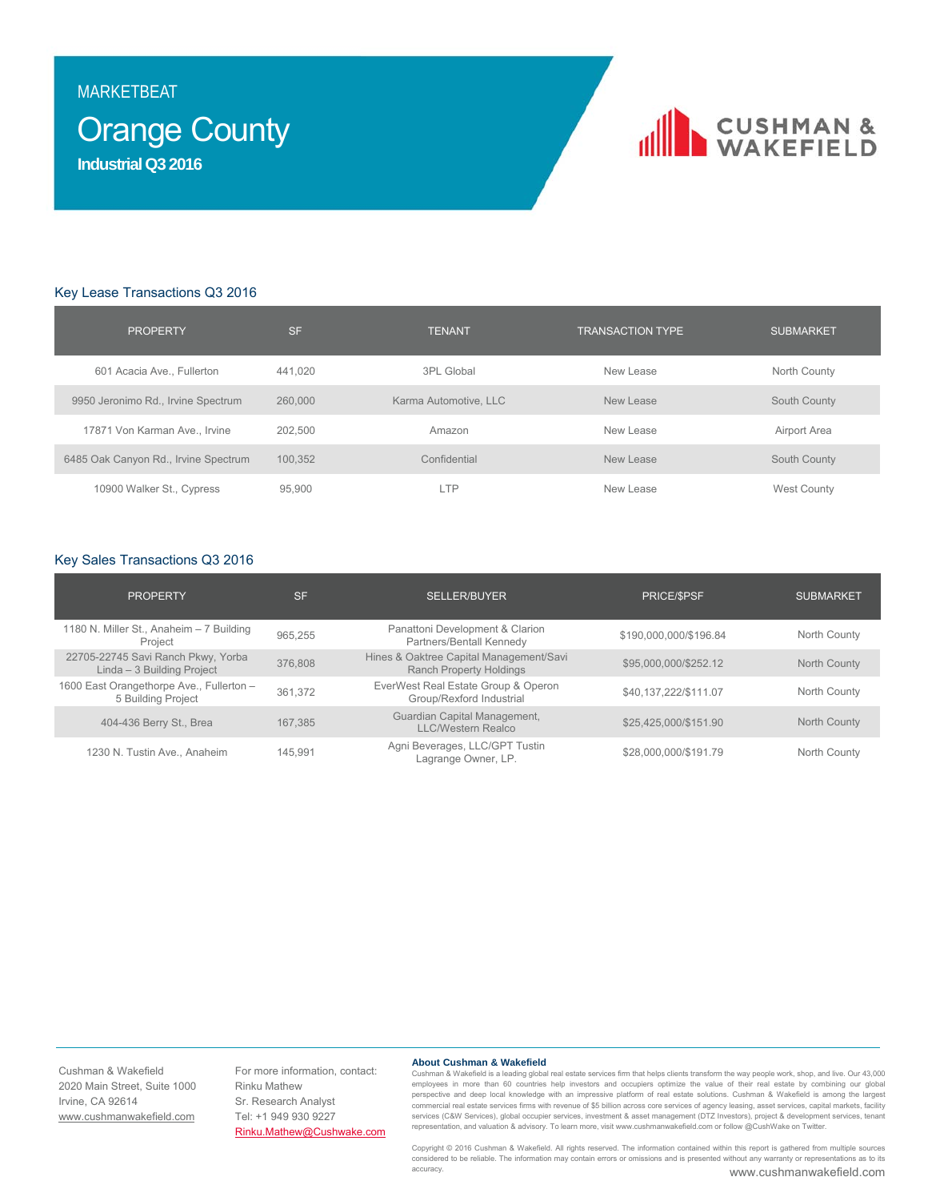MARKETBEAT

# Orange County

**Industrial Q3 2016**

## Key Lease Transactions Q3 2016

| PROPERTY | SF | TENANT | TRANSACTION TYPE | SUBMARKET |
|---|---|---|---|---|
| 601 Acacia Ave., Fullerton | 441,020 | 3PL Global | New Lease | North County |
| 9950 Jeronimo Rd., Irvine Spectrum | 260,000 | Karma Automotive, LLC | New Lease | South County |
| 17871 Von Karman Ave., Irvine | 202,500 | Amazon | New Lease | Airport Area |
| 6485 Oak Canyon Rd., Irvine Spectrum | 100,352 | Confidential | New Lease | South County |
| 10900 Walker St., Cypress | 95,900 | LTP | New Lease | West County |

## Key Sales Transactions Q3 2016

| PROPERTY | SF | SELLER/BUYER | PRICE/$PSF | SUBMARKET |
|---|---|---|---|---|
| 1180 N. Miller St., Anaheim – 7 Building Project | 965,255 | Panattoni Development & Clarion Partners/Bentall Kennedy | $190,000,000/$196.84 | North County |
| 22705-22745 Savi Ranch Pkwy, Yorba Linda – 3 Building Project | 376,808 | Hines & Oaktree Capital Management/Savi Ranch Property Holdings | $95,000,000/$252.12 | North County |
| 1600 East Orangethorpe Ave., Fullerton – 5 Building Project | 361,372 | EverWest Real Estate Group & Operon Group/Rexford Industrial | $40,137,222/$111.07 | North County |
| 404-436 Berry St., Brea | 167,385 | Guardian Capital Management, LLC/Western Realco | $25,425,000/$151.90 | North County |
| 1230 N. Tustin Ave., Anaheim | 145,991 | Agni Beverages, LLC/GPT Tustin Lagrange Owner, LP. | $28,000,000/$191.79 | North County |

Cushman & Wakefield
2020 Main Street, Suite 1000
Irvine, CA 92614
www.cushmanwakefield.com

For more information, contact:
Rinku Mathew
Sr. Research Analyst
Tel: +1 949 930 9227
Rinku.Mathew@Cushwake.com

**About Cushman & Wakefield**

Cushman & Wakefield is a leading global real estate services firm that helps clients transform the way people work, shop, and live. Our 43,000 employees in more than 60 countries help investors and occupiers optimize the value of their real estate by combining our global perspective and deep local knowledge with an impressive platform of real estate solutions. Cushman & Wakefield is among the largest commercial real estate services firms with revenue of $5 billion across core services of agency leasing, asset services, capital markets, facility services (C&W Services), global occupier services, investment & asset management (DTZ Investors), project & development services, tenant representation, and valuation & advisory. To learn more, visit www.cushmanwakefield.com or follow @CushWake on Twitter.

Copyright © 2016 Cushman & Wakefield. All rights reserved. The information contained within this report is gathered from multiple sources considered to be reliable. The information may contain errors or omissions and is presented without any warranty or representations as to its accuracy.

www.cushmanwakefield.com